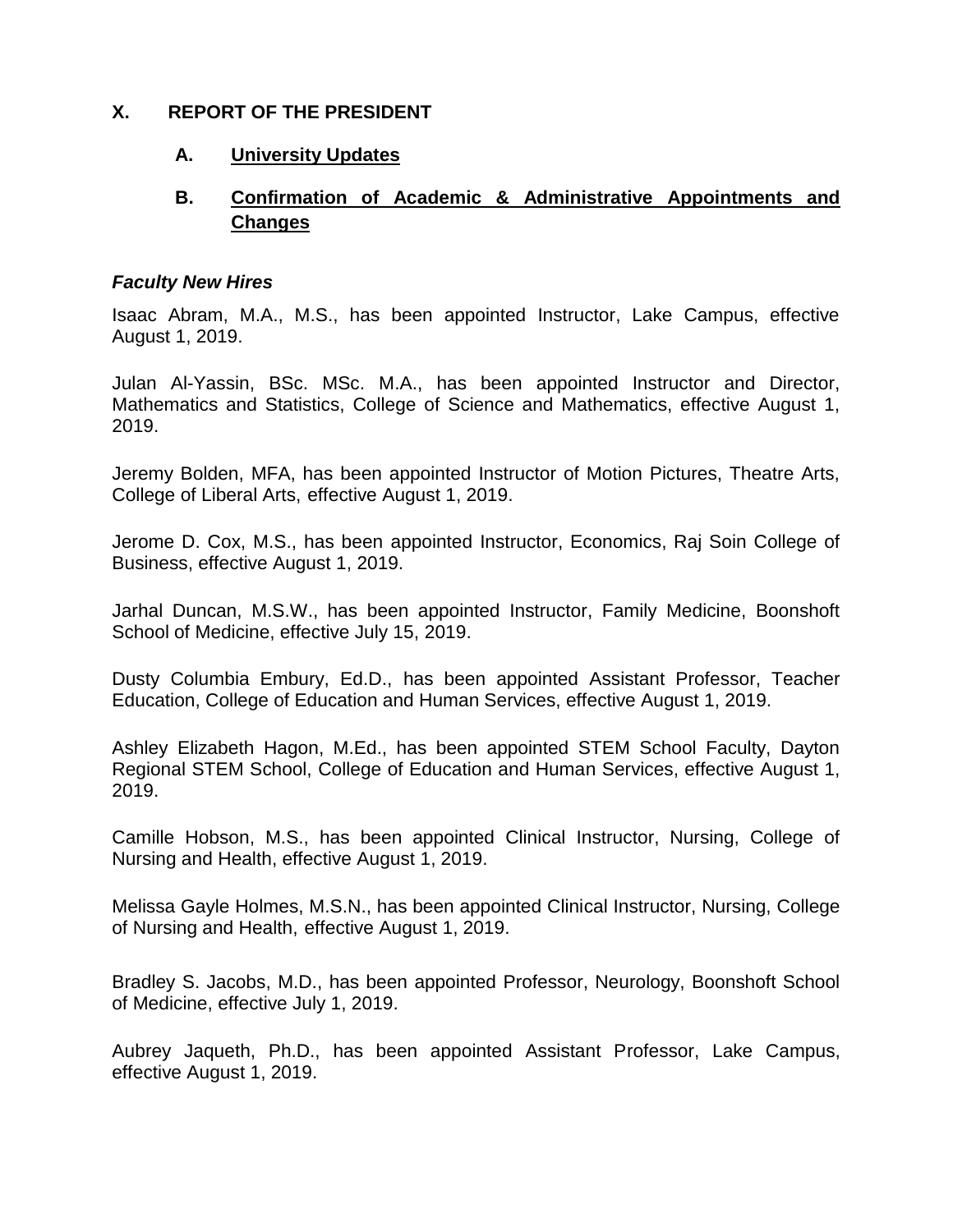## X. REPORT OF THE PRESIDENT

### A. University Updates

### B. Confirmation of Academic & Administrative Appointments and Changes

***Faculty New Hires***

Isaac Abram, M.A., M.S., has been appointed Instructor, Lake Campus, effective August 1, 2019.

Julan Al-Yassin, BSc. MSc. M.A., has been appointed Instructor and Director, Mathematics and Statistics, College of Science and Mathematics, effective August 1, 2019.

Jeremy Bolden, MFA, has been appointed Instructor of Motion Pictures, Theatre Arts, College of Liberal Arts, effective August 1, 2019.

Jerome D. Cox, M.S., has been appointed Instructor, Economics, Raj Soin College of Business, effective August 1, 2019.

Jarhal Duncan, M.S.W., has been appointed Instructor, Family Medicine, Boonshoft School of Medicine, effective July 15, 2019.

Dusty Columbia Embury, Ed.D., has been appointed Assistant Professor, Teacher Education, College of Education and Human Services, effective August 1, 2019.

Ashley Elizabeth Hagon, M.Ed., has been appointed STEM School Faculty, Dayton Regional STEM School, College of Education and Human Services, effective August 1, 2019.

Camille Hobson, M.S., has been appointed Clinical Instructor, Nursing, College of Nursing and Health, effective August 1, 2019.

Melissa Gayle Holmes, M.S.N., has been appointed Clinical Instructor, Nursing, College of Nursing and Health, effective August 1, 2019.

Bradley S. Jacobs, M.D., has been appointed Professor, Neurology, Boonshoft School of Medicine, effective July 1, 2019.

Aubrey Jaqueth, Ph.D., has been appointed Assistant Professor, Lake Campus, effective August 1, 2019.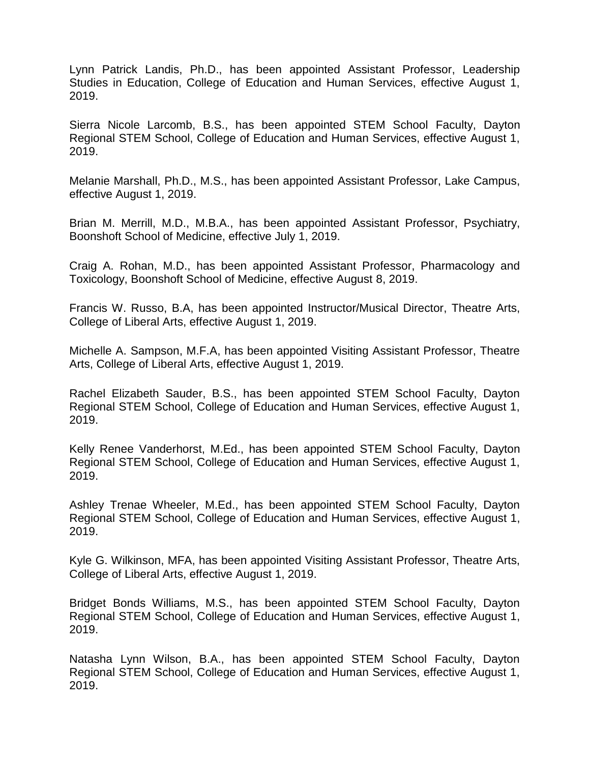Lynn Patrick Landis, Ph.D., has been appointed Assistant Professor, Leadership Studies in Education, College of Education and Human Services, effective August 1, 2019.

Sierra Nicole Larcomb, B.S., has been appointed STEM School Faculty, Dayton Regional STEM School, College of Education and Human Services, effective August 1, 2019.

Melanie Marshall, Ph.D., M.S., has been appointed Assistant Professor, Lake Campus, effective August 1, 2019.

Brian M. Merrill, M.D., M.B.A., has been appointed Assistant Professor, Psychiatry, Boonshoft School of Medicine, effective July 1, 2019.

Craig A. Rohan, M.D., has been appointed Assistant Professor, Pharmacology and Toxicology, Boonshoft School of Medicine, effective August 8, 2019.

Francis W. Russo, B.A, has been appointed Instructor/Musical Director, Theatre Arts, College of Liberal Arts, effective August 1, 2019.

Michelle A. Sampson, M.F.A, has been appointed Visiting Assistant Professor, Theatre Arts, College of Liberal Arts, effective August 1, 2019.

Rachel Elizabeth Sauder, B.S., has been appointed STEM School Faculty, Dayton Regional STEM School, College of Education and Human Services, effective August 1, 2019.

Kelly Renee Vanderhorst, M.Ed., has been appointed STEM School Faculty, Dayton Regional STEM School, College of Education and Human Services, effective August 1, 2019.

Ashley Trenae Wheeler, M.Ed., has been appointed STEM School Faculty, Dayton Regional STEM School, College of Education and Human Services, effective August 1, 2019.

Kyle G. Wilkinson, MFA, has been appointed Visiting Assistant Professor, Theatre Arts, College of Liberal Arts, effective August 1, 2019.

Bridget Bonds Williams, M.S., has been appointed STEM School Faculty, Dayton Regional STEM School, College of Education and Human Services, effective August 1, 2019.

Natasha Lynn Wilson, B.A., has been appointed STEM School Faculty, Dayton Regional STEM School, College of Education and Human Services, effective August 1, 2019.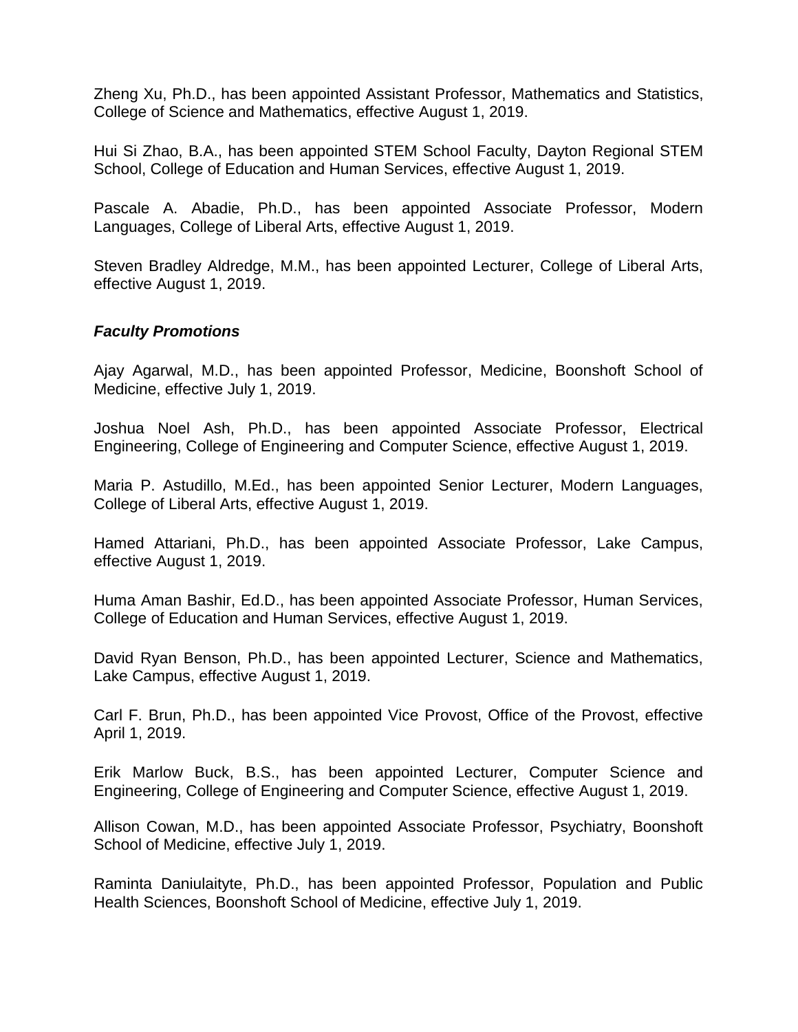Zheng Xu, Ph.D., has been appointed Assistant Professor, Mathematics and Statistics, College of Science and Mathematics, effective August 1, 2019.

Hui Si Zhao, B.A., has been appointed STEM School Faculty, Dayton Regional STEM School, College of Education and Human Services, effective August 1, 2019.

Pascale A. Abadie, Ph.D., has been appointed Associate Professor, Modern Languages, College of Liberal Arts, effective August 1, 2019.

Steven Bradley Aldredge, M.M., has been appointed Lecturer, College of Liberal Arts, effective August 1, 2019.

### ***Faculty Promotions***

Ajay Agarwal, M.D., has been appointed Professor, Medicine, Boonshoft School of Medicine, effective July 1, 2019.

Joshua Noel Ash, Ph.D., has been appointed Associate Professor, Electrical Engineering, College of Engineering and Computer Science, effective August 1, 2019.

Maria P. Astudillo, M.Ed., has been appointed Senior Lecturer, Modern Languages, College of Liberal Arts, effective August 1, 2019.

Hamed Attariani, Ph.D., has been appointed Associate Professor, Lake Campus, effective August 1, 2019.

Huma Aman Bashir, Ed.D., has been appointed Associate Professor, Human Services, College of Education and Human Services, effective August 1, 2019.

David Ryan Benson, Ph.D., has been appointed Lecturer, Science and Mathematics, Lake Campus, effective August 1, 2019.

Carl F. Brun, Ph.D., has been appointed Vice Provost, Office of the Provost, effective April 1, 2019.

Erik Marlow Buck, B.S., has been appointed Lecturer, Computer Science and Engineering, College of Engineering and Computer Science, effective August 1, 2019.

Allison Cowan, M.D., has been appointed Associate Professor, Psychiatry, Boonshoft School of Medicine, effective July 1, 2019.

Raminta Daniulaityte, Ph.D., has been appointed Professor, Population and Public Health Sciences, Boonshoft School of Medicine, effective July 1, 2019.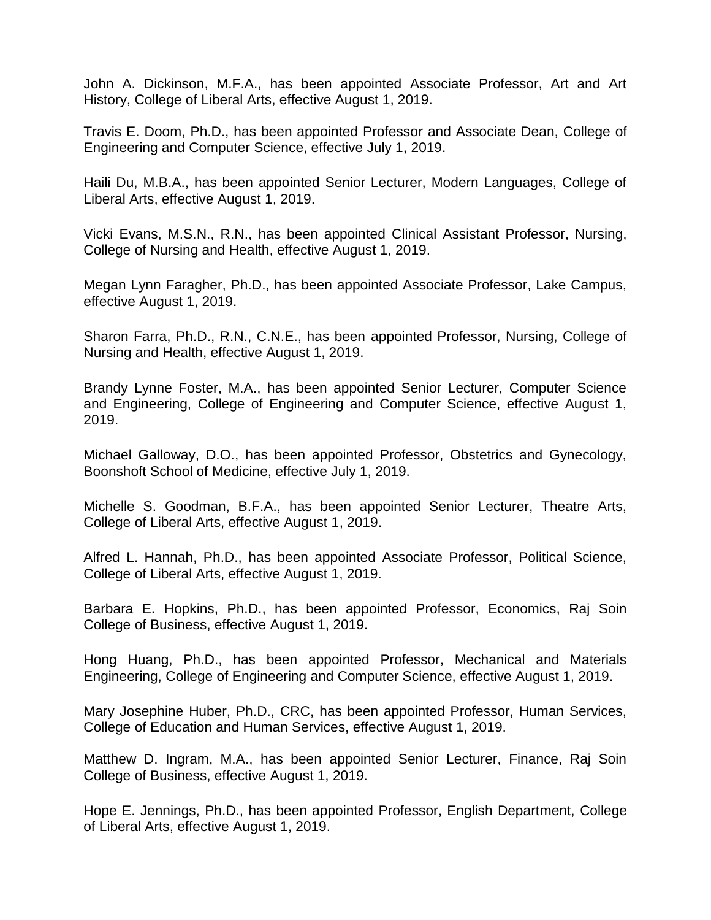John A. Dickinson, M.F.A., has been appointed Associate Professor, Art and Art History, College of Liberal Arts, effective August 1, 2019.

Travis E. Doom, Ph.D., has been appointed Professor and Associate Dean, College of Engineering and Computer Science, effective July 1, 2019.

Haili Du, M.B.A., has been appointed Senior Lecturer, Modern Languages, College of Liberal Arts, effective August 1, 2019.

Vicki Evans, M.S.N., R.N., has been appointed Clinical Assistant Professor, Nursing, College of Nursing and Health, effective August 1, 2019.

Megan Lynn Faragher, Ph.D., has been appointed Associate Professor, Lake Campus, effective August 1, 2019.

Sharon Farra, Ph.D., R.N., C.N.E., has been appointed Professor, Nursing, College of Nursing and Health, effective August 1, 2019.

Brandy Lynne Foster, M.A., has been appointed Senior Lecturer, Computer Science and Engineering, College of Engineering and Computer Science, effective August 1, 2019.

Michael Galloway, D.O., has been appointed Professor, Obstetrics and Gynecology, Boonshoft School of Medicine, effective July 1, 2019.

Michelle S. Goodman, B.F.A., has been appointed Senior Lecturer, Theatre Arts, College of Liberal Arts, effective August 1, 2019.

Alfred L. Hannah, Ph.D., has been appointed Associate Professor, Political Science, College of Liberal Arts, effective August 1, 2019.

Barbara E. Hopkins, Ph.D., has been appointed Professor, Economics, Raj Soin College of Business, effective August 1, 2019.

Hong Huang, Ph.D., has been appointed Professor, Mechanical and Materials Engineering, College of Engineering and Computer Science, effective August 1, 2019.

Mary Josephine Huber, Ph.D., CRC, has been appointed Professor, Human Services, College of Education and Human Services, effective August 1, 2019.

Matthew D. Ingram, M.A., has been appointed Senior Lecturer, Finance, Raj Soin College of Business, effective August 1, 2019.

Hope E. Jennings, Ph.D., has been appointed Professor, English Department, College of Liberal Arts, effective August 1, 2019.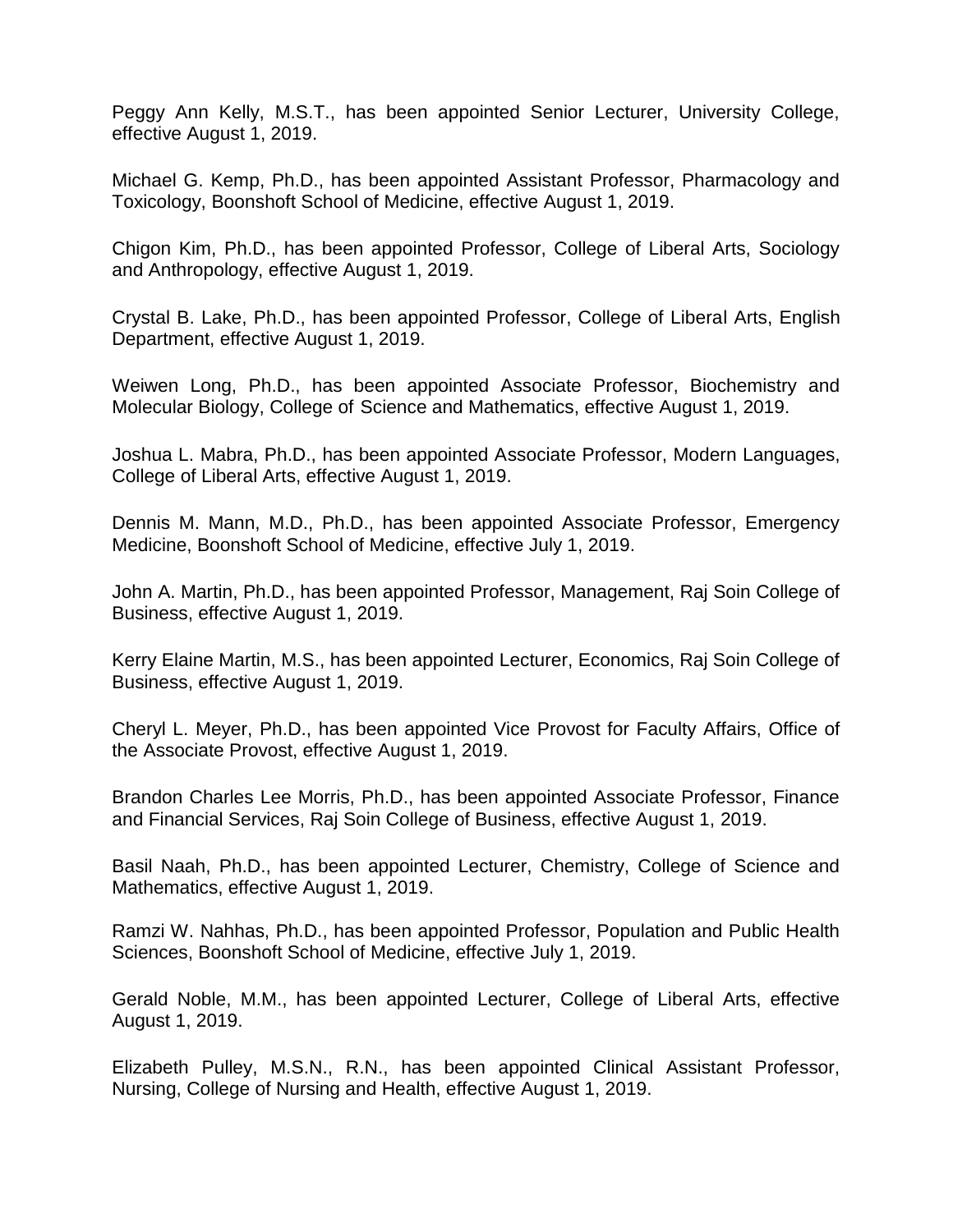Peggy Ann Kelly, M.S.T., has been appointed Senior Lecturer, University College, effective August 1, 2019.

Michael G. Kemp, Ph.D., has been appointed Assistant Professor, Pharmacology and Toxicology, Boonshoft School of Medicine, effective August 1, 2019.

Chigon Kim, Ph.D., has been appointed Professor, College of Liberal Arts, Sociology and Anthropology, effective August 1, 2019.

Crystal B. Lake, Ph.D., has been appointed Professor, College of Liberal Arts, English Department, effective August 1, 2019.

Weiwen Long, Ph.D., has been appointed Associate Professor, Biochemistry and Molecular Biology, College of Science and Mathematics, effective August 1, 2019.

Joshua L. Mabra, Ph.D., has been appointed Associate Professor, Modern Languages, College of Liberal Arts, effective August 1, 2019.

Dennis M. Mann, M.D., Ph.D., has been appointed Associate Professor, Emergency Medicine, Boonshoft School of Medicine, effective July 1, 2019.

John A. Martin, Ph.D., has been appointed Professor, Management, Raj Soin College of Business, effective August 1, 2019.

Kerry Elaine Martin, M.S., has been appointed Lecturer, Economics, Raj Soin College of Business, effective August 1, 2019.

Cheryl L. Meyer, Ph.D., has been appointed Vice Provost for Faculty Affairs, Office of the Associate Provost, effective August 1, 2019.

Brandon Charles Lee Morris, Ph.D., has been appointed Associate Professor, Finance and Financial Services, Raj Soin College of Business, effective August 1, 2019.

Basil Naah, Ph.D., has been appointed Lecturer, Chemistry, College of Science and Mathematics, effective August 1, 2019.

Ramzi W. Nahhas, Ph.D., has been appointed Professor, Population and Public Health Sciences, Boonshoft School of Medicine, effective July 1, 2019.

Gerald Noble, M.M., has been appointed Lecturer, College of Liberal Arts, effective August 1, 2019.

Elizabeth Pulley, M.S.N., R.N., has been appointed Clinical Assistant Professor, Nursing, College of Nursing and Health, effective August 1, 2019.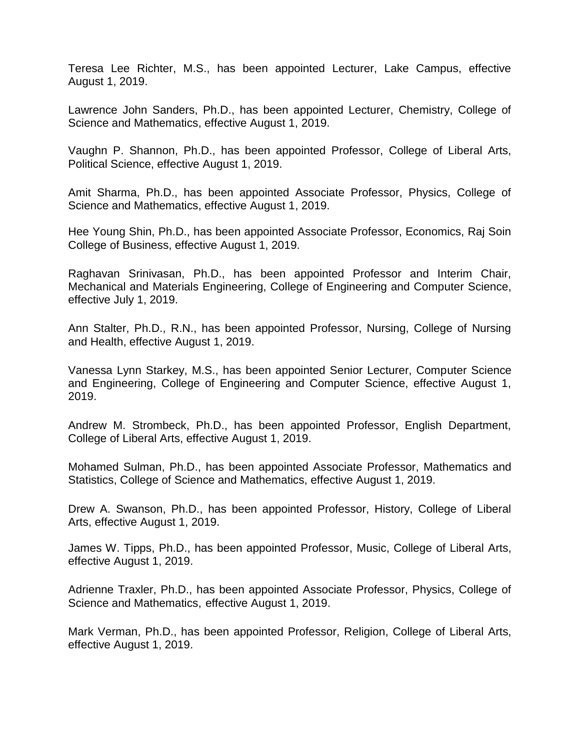Teresa Lee Richter, M.S., has been appointed Lecturer, Lake Campus, effective August 1, 2019.

Lawrence John Sanders, Ph.D., has been appointed Lecturer, Chemistry, College of Science and Mathematics, effective August 1, 2019.

Vaughn P. Shannon, Ph.D., has been appointed Professor, College of Liberal Arts, Political Science, effective August 1, 2019.

Amit Sharma, Ph.D., has been appointed Associate Professor, Physics, College of Science and Mathematics, effective August 1, 2019.

Hee Young Shin, Ph.D., has been appointed Associate Professor, Economics, Raj Soin College of Business, effective August 1, 2019.

Raghavan Srinivasan, Ph.D., has been appointed Professor and Interim Chair, Mechanical and Materials Engineering, College of Engineering and Computer Science, effective July 1, 2019.

Ann Stalter, Ph.D., R.N., has been appointed Professor, Nursing, College of Nursing and Health, effective August 1, 2019.

Vanessa Lynn Starkey, M.S., has been appointed Senior Lecturer, Computer Science and Engineering, College of Engineering and Computer Science, effective August 1, 2019.

Andrew M. Strombeck, Ph.D., has been appointed Professor, English Department, College of Liberal Arts, effective August 1, 2019.

Mohamed Sulman, Ph.D., has been appointed Associate Professor, Mathematics and Statistics, College of Science and Mathematics, effective August 1, 2019.

Drew A. Swanson, Ph.D., has been appointed Professor, History, College of Liberal Arts, effective August 1, 2019.

James W. Tipps, Ph.D., has been appointed Professor, Music, College of Liberal Arts, effective August 1, 2019.

Adrienne Traxler, Ph.D., has been appointed Associate Professor, Physics, College of Science and Mathematics, effective August 1, 2019.

Mark Verman, Ph.D., has been appointed Professor, Religion, College of Liberal Arts, effective August 1, 2019.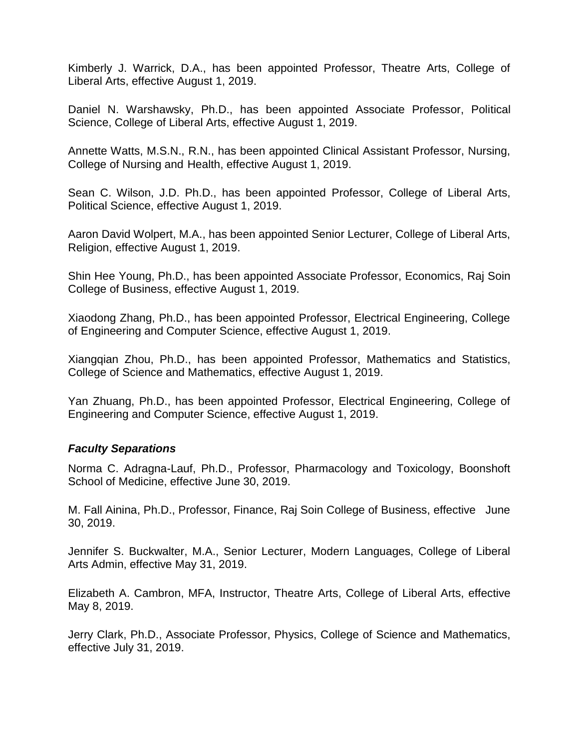Kimberly J. Warrick, D.A., has been appointed Professor, Theatre Arts, College of Liberal Arts, effective August 1, 2019.

Daniel N. Warshawsky, Ph.D., has been appointed Associate Professor, Political Science, College of Liberal Arts, effective August 1, 2019.

Annette Watts, M.S.N., R.N., has been appointed Clinical Assistant Professor, Nursing, College of Nursing and Health, effective August 1, 2019.

Sean C. Wilson, J.D. Ph.D., has been appointed Professor, College of Liberal Arts, Political Science, effective August 1, 2019.

Aaron David Wolpert, M.A., has been appointed Senior Lecturer, College of Liberal Arts, Religion, effective August 1, 2019.

Shin Hee Young, Ph.D., has been appointed Associate Professor, Economics, Raj Soin College of Business, effective August 1, 2019.

Xiaodong Zhang, Ph.D., has been appointed Professor, Electrical Engineering, College of Engineering and Computer Science, effective August 1, 2019.

Xiangqian Zhou, Ph.D., has been appointed Professor, Mathematics and Statistics, College of Science and Mathematics, effective August 1, 2019.

Yan Zhuang, Ph.D., has been appointed Professor, Electrical Engineering, College of Engineering and Computer Science, effective August 1, 2019.

***Faculty Separations***

Norma C. Adragna-Lauf, Ph.D., Professor, Pharmacology and Toxicology, Boonshoft School of Medicine, effective June 30, 2019.

M. Fall Ainina, Ph.D., Professor, Finance, Raj Soin College of Business, effective June 30, 2019.

Jennifer S. Buckwalter, M.A., Senior Lecturer, Modern Languages, College of Liberal Arts Admin, effective May 31, 2019.

Elizabeth A. Cambron, MFA, Instructor, Theatre Arts, College of Liberal Arts, effective May 8, 2019.

Jerry Clark, Ph.D., Associate Professor, Physics, College of Science and Mathematics, effective July 31, 2019.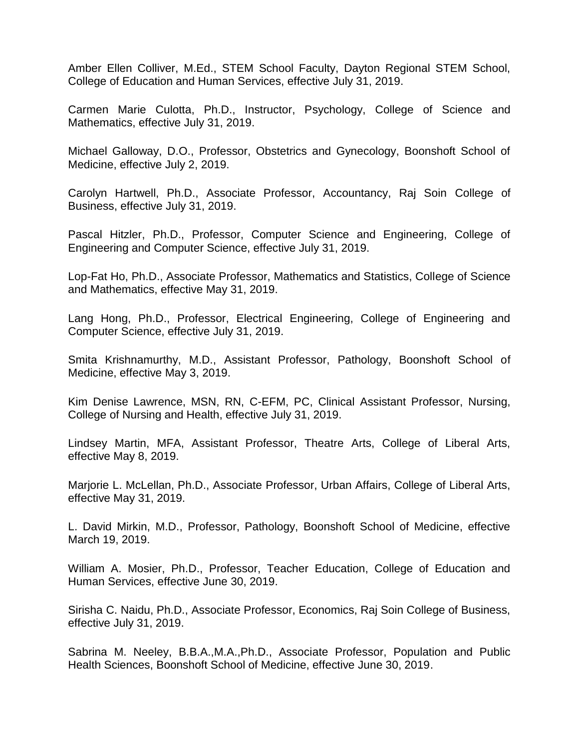Amber Ellen Colliver, M.Ed., STEM School Faculty, Dayton Regional STEM School, College of Education and Human Services, effective July 31, 2019.

Carmen Marie Culotta, Ph.D., Instructor, Psychology, College of Science and Mathematics, effective July 31, 2019.

Michael Galloway, D.O., Professor, Obstetrics and Gynecology, Boonshoft School of Medicine, effective July 2, 2019.

Carolyn Hartwell, Ph.D., Associate Professor, Accountancy, Raj Soin College of Business, effective July 31, 2019.

Pascal Hitzler, Ph.D., Professor, Computer Science and Engineering, College of Engineering and Computer Science, effective July 31, 2019.

Lop-Fat Ho, Ph.D., Associate Professor, Mathematics and Statistics, College of Science and Mathematics, effective May 31, 2019.

Lang Hong, Ph.D., Professor, Electrical Engineering, College of Engineering and Computer Science, effective July 31, 2019.

Smita Krishnamurthy, M.D., Assistant Professor, Pathology, Boonshoft School of Medicine, effective May 3, 2019.

Kim Denise Lawrence, MSN, RN, C-EFM, PC, Clinical Assistant Professor, Nursing, College of Nursing and Health, effective July 31, 2019.

Lindsey Martin, MFA, Assistant Professor, Theatre Arts, College of Liberal Arts, effective May 8, 2019.

Marjorie L. McLellan, Ph.D., Associate Professor, Urban Affairs, College of Liberal Arts, effective May 31, 2019.

L. David Mirkin, M.D., Professor, Pathology, Boonshoft School of Medicine, effective March 19, 2019.

William A. Mosier, Ph.D., Professor, Teacher Education, College of Education and Human Services, effective June 30, 2019.

Sirisha C. Naidu, Ph.D., Associate Professor, Economics, Raj Soin College of Business, effective July 31, 2019.

Sabrina M. Neeley, B.B.A.,M.A.,Ph.D., Associate Professor, Population and Public Health Sciences, Boonshoft School of Medicine, effective June 30, 2019.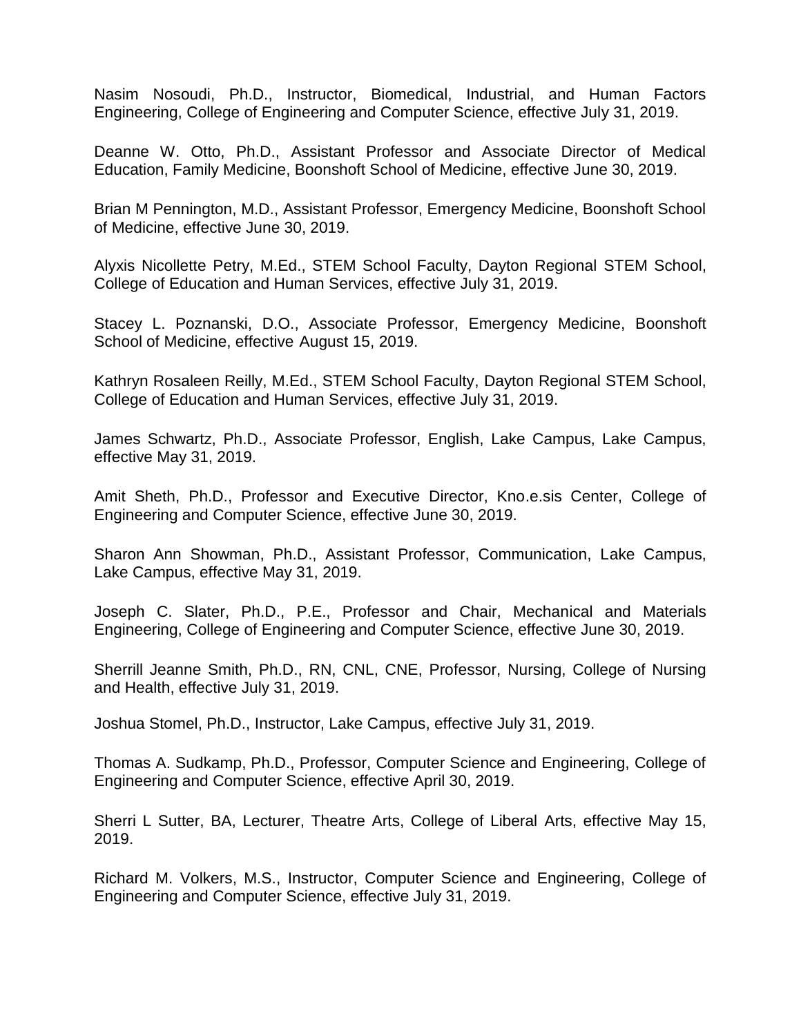Nasim Nosoudi, Ph.D., Instructor, Biomedical, Industrial, and Human Factors Engineering, College of Engineering and Computer Science, effective July 31, 2019.

Deanne W. Otto, Ph.D., Assistant Professor and Associate Director of Medical Education, Family Medicine, Boonshoft School of Medicine, effective June 30, 2019.

Brian M Pennington, M.D., Assistant Professor, Emergency Medicine, Boonshoft School of Medicine, effective June 30, 2019.

Alyxis Nicollette Petry, M.Ed., STEM School Faculty, Dayton Regional STEM School, College of Education and Human Services, effective July 31, 2019.

Stacey L. Poznanski, D.O., Associate Professor, Emergency Medicine, Boonshoft School of Medicine, effective August 15, 2019.

Kathryn Rosaleen Reilly, M.Ed., STEM School Faculty, Dayton Regional STEM School, College of Education and Human Services, effective July 31, 2019.

James Schwartz, Ph.D., Associate Professor, English, Lake Campus, Lake Campus, effective May 31, 2019.

Amit Sheth, Ph.D., Professor and Executive Director, Kno.e.sis Center, College of Engineering and Computer Science, effective June 30, 2019.

Sharon Ann Showman, Ph.D., Assistant Professor, Communication, Lake Campus, Lake Campus, effective May 31, 2019.

Joseph C. Slater, Ph.D., P.E., Professor and Chair, Mechanical and Materials Engineering, College of Engineering and Computer Science, effective June 30, 2019.

Sherrill Jeanne Smith, Ph.D., RN, CNL, CNE, Professor, Nursing, College of Nursing and Health, effective July 31, 2019.

Joshua Stomel, Ph.D., Instructor, Lake Campus, effective July 31, 2019.

Thomas A. Sudkamp, Ph.D., Professor, Computer Science and Engineering, College of Engineering and Computer Science, effective April 30, 2019.

Sherri L Sutter, BA, Lecturer, Theatre Arts, College of Liberal Arts, effective May 15, 2019.

Richard M. Volkers, M.S., Instructor, Computer Science and Engineering, College of Engineering and Computer Science, effective July 31, 2019.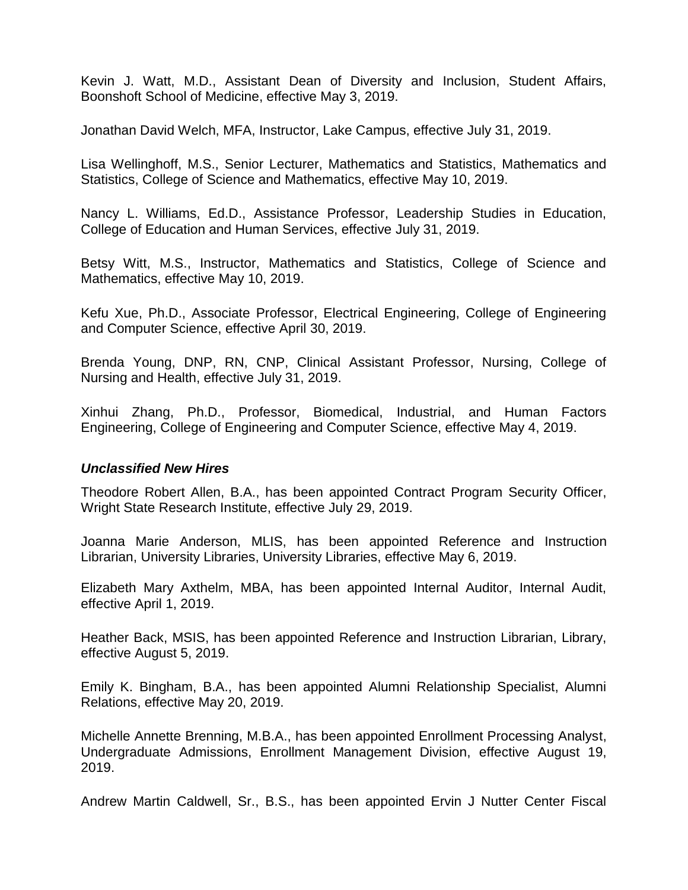Kevin J. Watt, M.D., Assistant Dean of Diversity and Inclusion, Student Affairs, Boonshoft School of Medicine, effective May 3, 2019.

Jonathan David Welch, MFA, Instructor, Lake Campus, effective July 31, 2019.

Lisa Wellinghoff, M.S., Senior Lecturer, Mathematics and Statistics, Mathematics and Statistics, College of Science and Mathematics, effective May 10, 2019.

Nancy L. Williams, Ed.D., Assistance Professor, Leadership Studies in Education, College of Education and Human Services, effective July 31, 2019.

Betsy Witt, M.S., Instructor, Mathematics and Statistics, College of Science and Mathematics, effective May 10, 2019.

Kefu Xue, Ph.D., Associate Professor, Electrical Engineering, College of Engineering and Computer Science, effective April 30, 2019.

Brenda Young, DNP, RN, CNP, Clinical Assistant Professor, Nursing, College of Nursing and Health, effective July 31, 2019.

Xinhui Zhang, Ph.D., Professor, Biomedical, Industrial, and Human Factors Engineering, College of Engineering and Computer Science, effective May 4, 2019.

***Unclassified New Hires***

Theodore Robert Allen, B.A., has been appointed Contract Program Security Officer, Wright State Research Institute, effective July 29, 2019.

Joanna Marie Anderson, MLIS, has been appointed Reference and Instruction Librarian, University Libraries, University Libraries, effective May 6, 2019.

Elizabeth Mary Axthelm, MBA, has been appointed Internal Auditor, Internal Audit, effective April 1, 2019.

Heather Back, MSIS, has been appointed Reference and Instruction Librarian, Library, effective August 5, 2019.

Emily K. Bingham, B.A., has been appointed Alumni Relationship Specialist, Alumni Relations, effective May 20, 2019.

Michelle Annette Brenning, M.B.A., has been appointed Enrollment Processing Analyst, Undergraduate Admissions, Enrollment Management Division, effective August 19, 2019.

Andrew Martin Caldwell, Sr., B.S., has been appointed Ervin J Nutter Center Fiscal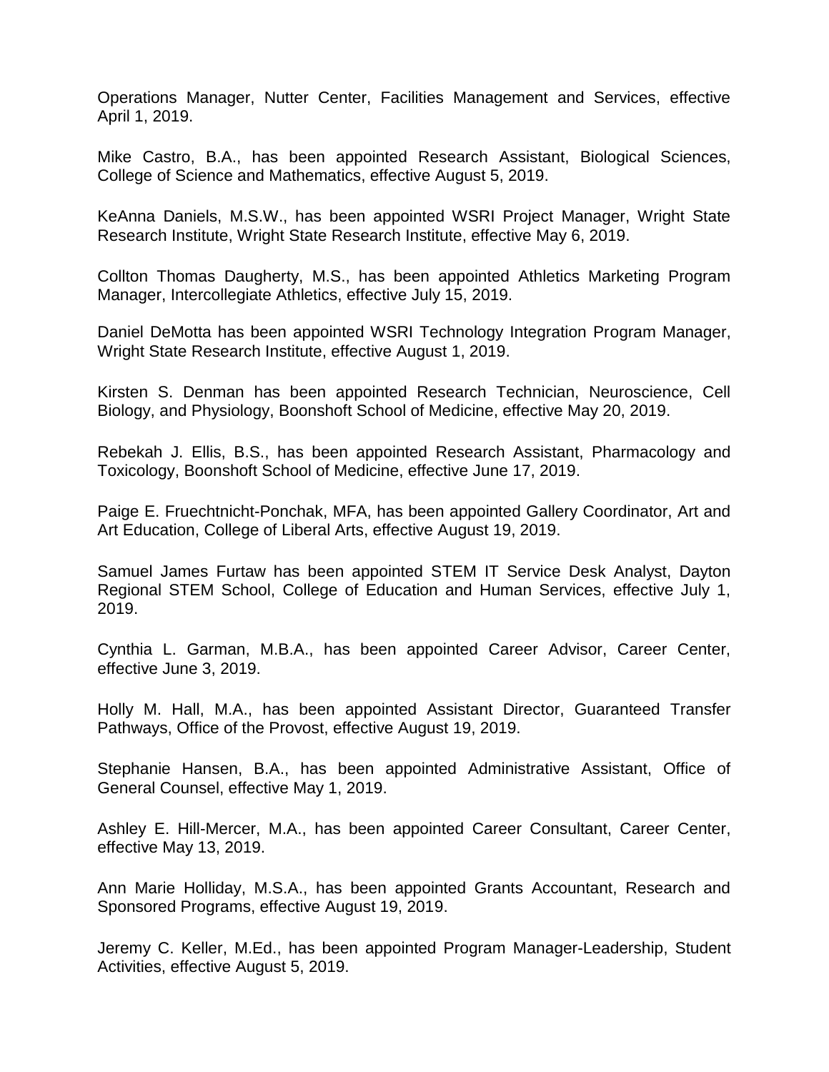Operations Manager, Nutter Center, Facilities Management and Services, effective April 1, 2019.

Mike Castro, B.A., has been appointed Research Assistant, Biological Sciences, College of Science and Mathematics, effective August 5, 2019.

KeAnna Daniels, M.S.W., has been appointed WSRI Project Manager, Wright State Research Institute, Wright State Research Institute, effective May 6, 2019.

Collton Thomas Daugherty, M.S., has been appointed Athletics Marketing Program Manager, Intercollegiate Athletics, effective July 15, 2019.

Daniel DeMotta has been appointed WSRI Technology Integration Program Manager, Wright State Research Institute, effective August 1, 2019.

Kirsten S. Denman has been appointed Research Technician, Neuroscience, Cell Biology, and Physiology, Boonshoft School of Medicine, effective May 20, 2019.

Rebekah J. Ellis, B.S., has been appointed Research Assistant, Pharmacology and Toxicology, Boonshoft School of Medicine, effective June 17, 2019.

Paige E. Fruechtnicht-Ponchak, MFA, has been appointed Gallery Coordinator, Art and Art Education, College of Liberal Arts, effective August 19, 2019.

Samuel James Furtaw has been appointed STEM IT Service Desk Analyst, Dayton Regional STEM School, College of Education and Human Services, effective July 1, 2019.

Cynthia L. Garman, M.B.A., has been appointed Career Advisor, Career Center, effective June 3, 2019.

Holly M. Hall, M.A., has been appointed Assistant Director, Guaranteed Transfer Pathways, Office of the Provost, effective August 19, 2019.

Stephanie Hansen, B.A., has been appointed Administrative Assistant, Office of General Counsel, effective May 1, 2019.

Ashley E. Hill-Mercer, M.A., has been appointed Career Consultant, Career Center, effective May 13, 2019.

Ann Marie Holliday, M.S.A., has been appointed Grants Accountant, Research and Sponsored Programs, effective August 19, 2019.

Jeremy C. Keller, M.Ed., has been appointed Program Manager-Leadership, Student Activities, effective August 5, 2019.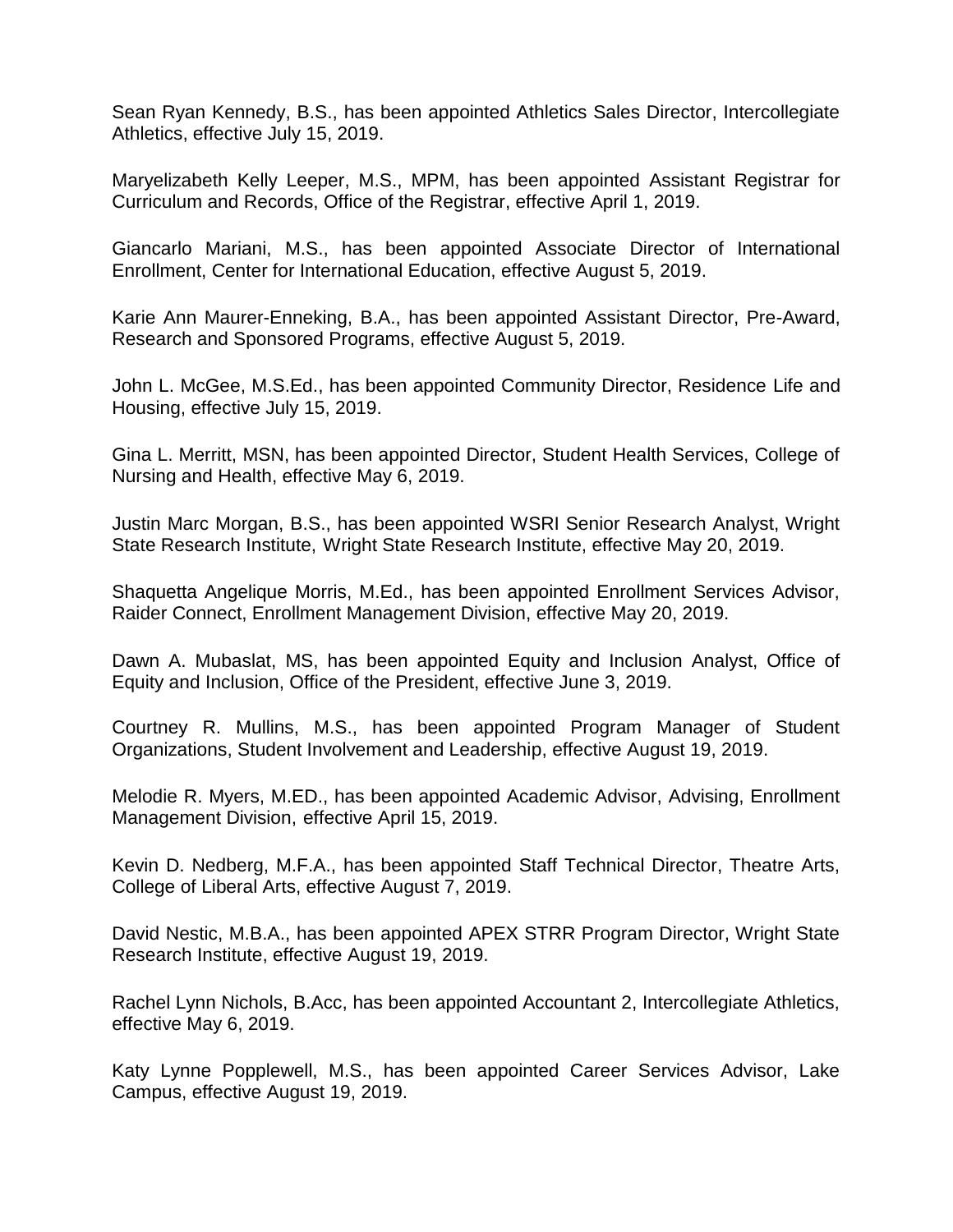Sean Ryan Kennedy, B.S., has been appointed Athletics Sales Director, Intercollegiate Athletics, effective July 15, 2019.

Maryelizabeth Kelly Leeper, M.S., MPM, has been appointed Assistant Registrar for Curriculum and Records, Office of the Registrar, effective April 1, 2019.

Giancarlo Mariani, M.S., has been appointed Associate Director of International Enrollment, Center for International Education, effective August 5, 2019.

Karie Ann Maurer-Enneking, B.A., has been appointed Assistant Director, Pre-Award, Research and Sponsored Programs, effective August 5, 2019.

John L. McGee, M.S.Ed., has been appointed Community Director, Residence Life and Housing, effective July 15, 2019.

Gina L. Merritt, MSN, has been appointed Director, Student Health Services, College of Nursing and Health, effective May 6, 2019.

Justin Marc Morgan, B.S., has been appointed WSRI Senior Research Analyst, Wright State Research Institute, Wright State Research Institute, effective May 20, 2019.

Shaquetta Angelique Morris, M.Ed., has been appointed Enrollment Services Advisor, Raider Connect, Enrollment Management Division, effective May 20, 2019.

Dawn A. Mubaslat, MS, has been appointed Equity and Inclusion Analyst, Office of Equity and Inclusion, Office of the President, effective June 3, 2019.

Courtney R. Mullins, M.S., has been appointed Program Manager of Student Organizations, Student Involvement and Leadership, effective August 19, 2019.

Melodie R. Myers, M.ED., has been appointed Academic Advisor, Advising, Enrollment Management Division, effective April 15, 2019.

Kevin D. Nedberg, M.F.A., has been appointed Staff Technical Director, Theatre Arts, College of Liberal Arts, effective August 7, 2019.

David Nestic, M.B.A., has been appointed APEX STRR Program Director, Wright State Research Institute, effective August 19, 2019.

Rachel Lynn Nichols, B.Acc, has been appointed Accountant 2, Intercollegiate Athletics, effective May 6, 2019.

Katy Lynne Popplewell, M.S., has been appointed Career Services Advisor, Lake Campus, effective August 19, 2019.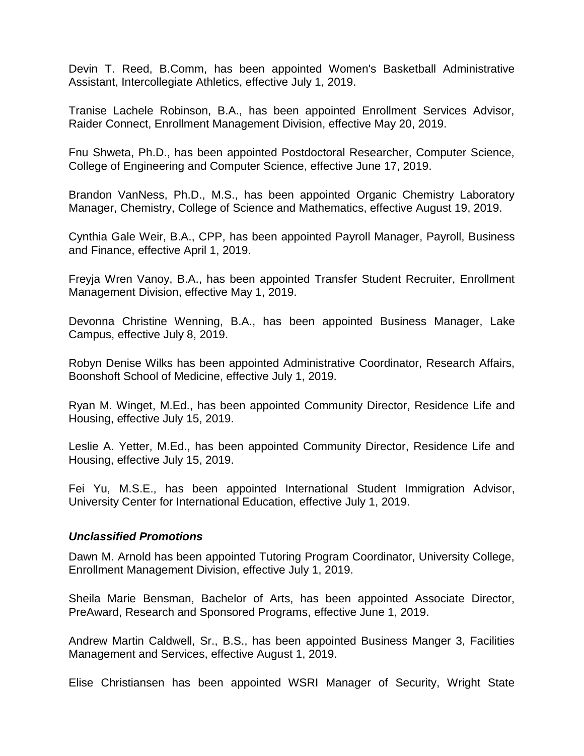Devin T. Reed, B.Comm, has been appointed Women's Basketball Administrative Assistant, Intercollegiate Athletics, effective July 1, 2019.

Tranise Lachele Robinson, B.A., has been appointed Enrollment Services Advisor, Raider Connect, Enrollment Management Division, effective May 20, 2019.

Fnu Shweta, Ph.D., has been appointed Postdoctoral Researcher, Computer Science, College of Engineering and Computer Science, effective June 17, 2019.

Brandon VanNess, Ph.D., M.S., has been appointed Organic Chemistry Laboratory Manager, Chemistry, College of Science and Mathematics, effective August 19, 2019.

Cynthia Gale Weir, B.A., CPP, has been appointed Payroll Manager, Payroll, Business and Finance, effective April 1, 2019.

Freyja Wren Vanoy, B.A., has been appointed Transfer Student Recruiter, Enrollment Management Division, effective May 1, 2019.

Devonna Christine Wenning, B.A., has been appointed Business Manager, Lake Campus, effective July 8, 2019.

Robyn Denise Wilks has been appointed Administrative Coordinator, Research Affairs, Boonshoft School of Medicine, effective July 1, 2019.

Ryan M. Winget, M.Ed., has been appointed Community Director, Residence Life and Housing, effective July 15, 2019.

Leslie A. Yetter, M.Ed., has been appointed Community Director, Residence Life and Housing, effective July 15, 2019.

Fei Yu, M.S.E., has been appointed International Student Immigration Advisor, University Center for International Education, effective July 1, 2019.

### *Unclassified Promotions*

Dawn M. Arnold has been appointed Tutoring Program Coordinator, University College, Enrollment Management Division, effective July 1, 2019.

Sheila Marie Bensman, Bachelor of Arts, has been appointed Associate Director, PreAward, Research and Sponsored Programs, effective June 1, 2019.

Andrew Martin Caldwell, Sr., B.S., has been appointed Business Manger 3, Facilities Management and Services, effective August 1, 2019.

Elise Christiansen has been appointed WSRI Manager of Security, Wright State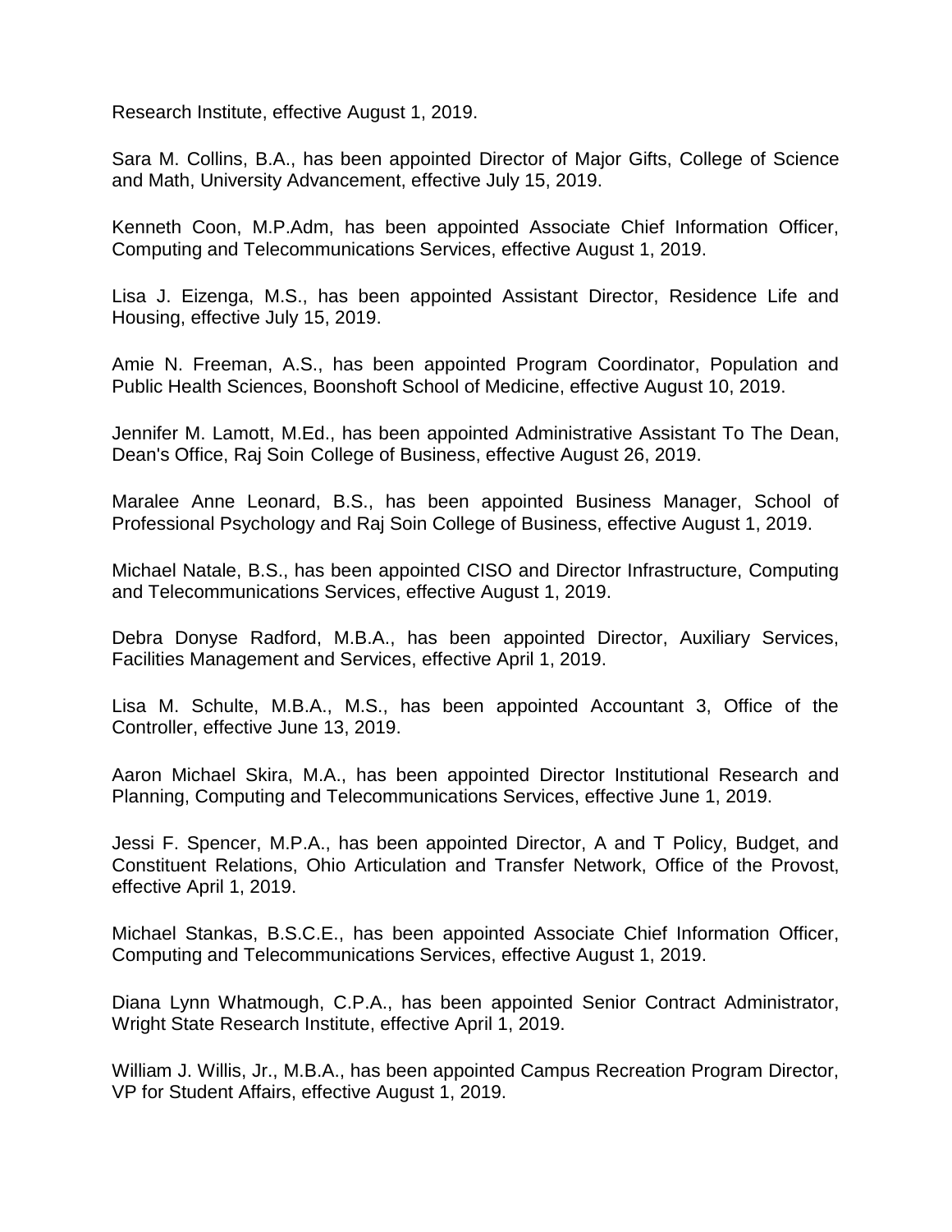Research Institute, effective August 1, 2019.

Sara M. Collins, B.A., has been appointed Director of Major Gifts, College of Science and Math, University Advancement, effective July 15, 2019.

Kenneth Coon, M.P.Adm, has been appointed Associate Chief Information Officer, Computing and Telecommunications Services, effective August 1, 2019.

Lisa J. Eizenga, M.S., has been appointed Assistant Director, Residence Life and Housing, effective July 15, 2019.

Amie N. Freeman, A.S., has been appointed Program Coordinator, Population and Public Health Sciences, Boonshoft School of Medicine, effective August 10, 2019.

Jennifer M. Lamott, M.Ed., has been appointed Administrative Assistant To The Dean, Dean's Office, Raj Soin College of Business, effective August 26, 2019.

Maralee Anne Leonard, B.S., has been appointed Business Manager, School of Professional Psychology and Raj Soin College of Business, effective August 1, 2019.

Michael Natale, B.S., has been appointed CISO and Director Infrastructure, Computing and Telecommunications Services, effective August 1, 2019.

Debra Donyse Radford, M.B.A., has been appointed Director, Auxiliary Services, Facilities Management and Services, effective April 1, 2019.

Lisa M. Schulte, M.B.A., M.S., has been appointed Accountant 3, Office of the Controller, effective June 13, 2019.

Aaron Michael Skira, M.A., has been appointed Director Institutional Research and Planning, Computing and Telecommunications Services, effective June 1, 2019.

Jessi F. Spencer, M.P.A., has been appointed Director, A and T Policy, Budget, and Constituent Relations, Ohio Articulation and Transfer Network, Office of the Provost, effective April 1, 2019.

Michael Stankas, B.S.C.E., has been appointed Associate Chief Information Officer, Computing and Telecommunications Services, effective August 1, 2019.

Diana Lynn Whatmough, C.P.A., has been appointed Senior Contract Administrator, Wright State Research Institute, effective April 1, 2019.

William J. Willis, Jr., M.B.A., has been appointed Campus Recreation Program Director, VP for Student Affairs, effective August 1, 2019.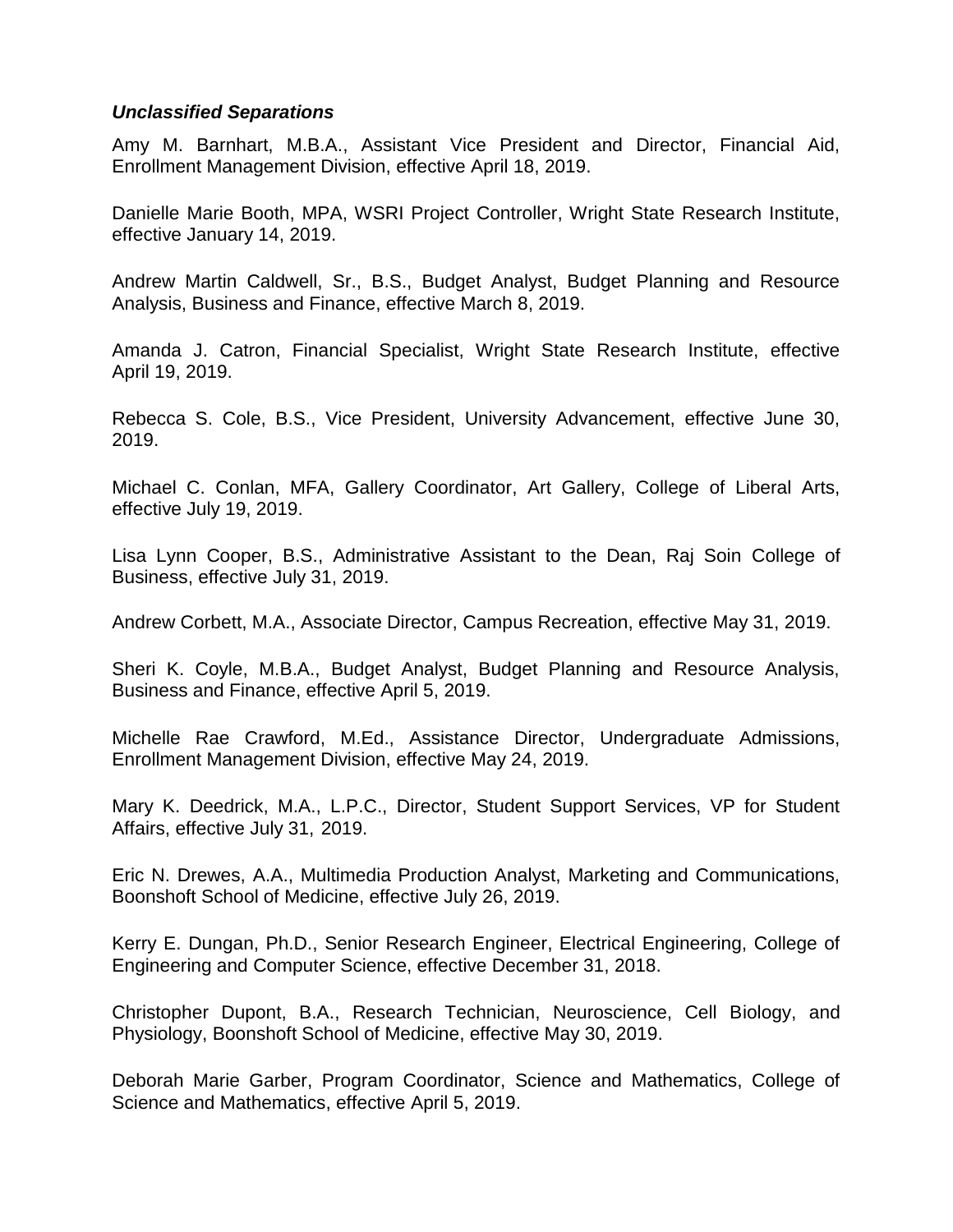***Unclassified Separations***

Amy M. Barnhart, M.B.A., Assistant Vice President and Director, Financial Aid, Enrollment Management Division, effective April 18, 2019.

Danielle Marie Booth, MPA, WSRI Project Controller, Wright State Research Institute, effective January 14, 2019.

Andrew Martin Caldwell, Sr., B.S., Budget Analyst, Budget Planning and Resource Analysis, Business and Finance, effective March 8, 2019.

Amanda J. Catron, Financial Specialist, Wright State Research Institute, effective April 19, 2019.

Rebecca S. Cole, B.S., Vice President, University Advancement, effective June 30, 2019.

Michael C. Conlan, MFA, Gallery Coordinator, Art Gallery, College of Liberal Arts, effective July 19, 2019.

Lisa Lynn Cooper, B.S., Administrative Assistant to the Dean, Raj Soin College of Business, effective July 31, 2019.

Andrew Corbett, M.A., Associate Director, Campus Recreation, effective May 31, 2019.

Sheri K. Coyle, M.B.A., Budget Analyst, Budget Planning and Resource Analysis, Business and Finance, effective April 5, 2019.

Michelle Rae Crawford, M.Ed., Assistance Director, Undergraduate Admissions, Enrollment Management Division, effective May 24, 2019.

Mary K. Deedrick, M.A., L.P.C., Director, Student Support Services, VP for Student Affairs, effective July 31, 2019.

Eric N. Drewes, A.A., Multimedia Production Analyst, Marketing and Communications, Boonshoft School of Medicine, effective July 26, 2019.

Kerry E. Dungan, Ph.D., Senior Research Engineer, Electrical Engineering, College of Engineering and Computer Science, effective December 31, 2018.

Christopher Dupont, B.A., Research Technician, Neuroscience, Cell Biology, and Physiology, Boonshoft School of Medicine, effective May 30, 2019.

Deborah Marie Garber, Program Coordinator, Science and Mathematics, College of Science and Mathematics, effective April 5, 2019.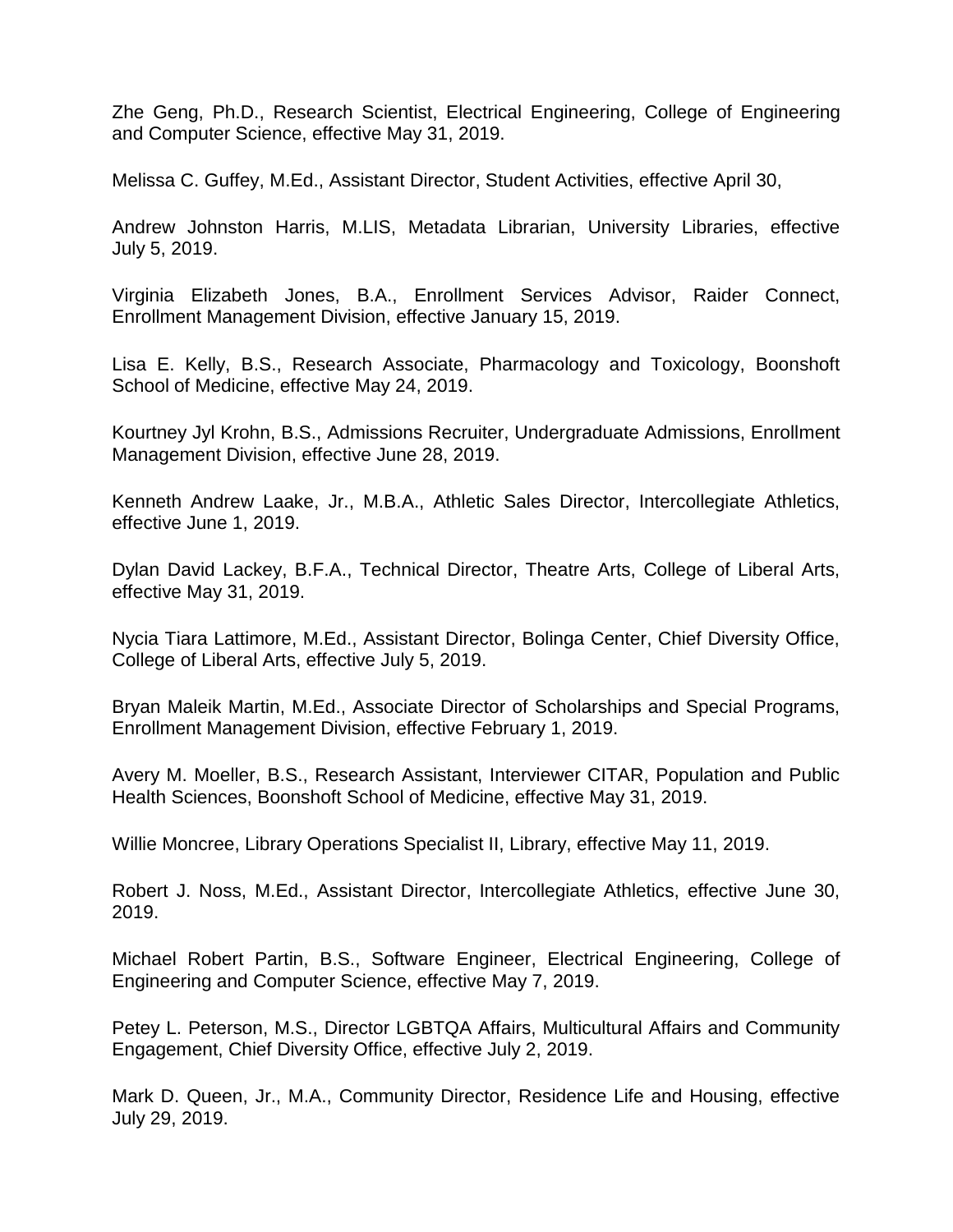Zhe Geng, Ph.D., Research Scientist, Electrical Engineering, College of Engineering and Computer Science, effective May 31, 2019.

Melissa C. Guffey, M.Ed., Assistant Director, Student Activities, effective April 30,

Andrew Johnston Harris, M.LIS, Metadata Librarian, University Libraries, effective July 5, 2019.

Virginia Elizabeth Jones, B.A., Enrollment Services Advisor, Raider Connect, Enrollment Management Division, effective January 15, 2019.

Lisa E. Kelly, B.S., Research Associate, Pharmacology and Toxicology, Boonshoft School of Medicine, effective May 24, 2019.

Kourtney Jyl Krohn, B.S., Admissions Recruiter, Undergraduate Admissions, Enrollment Management Division, effective June 28, 2019.

Kenneth Andrew Laake, Jr., M.B.A., Athletic Sales Director, Intercollegiate Athletics, effective June 1, 2019.

Dylan David Lackey, B.F.A., Technical Director, Theatre Arts, College of Liberal Arts, effective May 31, 2019.

Nycia Tiara Lattimore, M.Ed., Assistant Director, Bolinga Center, Chief Diversity Office, College of Liberal Arts, effective July 5, 2019.

Bryan Maleik Martin, M.Ed., Associate Director of Scholarships and Special Programs, Enrollment Management Division, effective February 1, 2019.

Avery M. Moeller, B.S., Research Assistant, Interviewer CITAR, Population and Public Health Sciences, Boonshoft School of Medicine, effective May 31, 2019.

Willie Moncree, Library Operations Specialist II, Library, effective May 11, 2019.

Robert J. Noss, M.Ed., Assistant Director, Intercollegiate Athletics, effective June 30, 2019.

Michael Robert Partin, B.S., Software Engineer, Electrical Engineering, College of Engineering and Computer Science, effective May 7, 2019.

Petey L. Peterson, M.S., Director LGBTQA Affairs, Multicultural Affairs and Community Engagement, Chief Diversity Office, effective July 2, 2019.

Mark D. Queen, Jr., M.A., Community Director, Residence Life and Housing, effective July 29, 2019.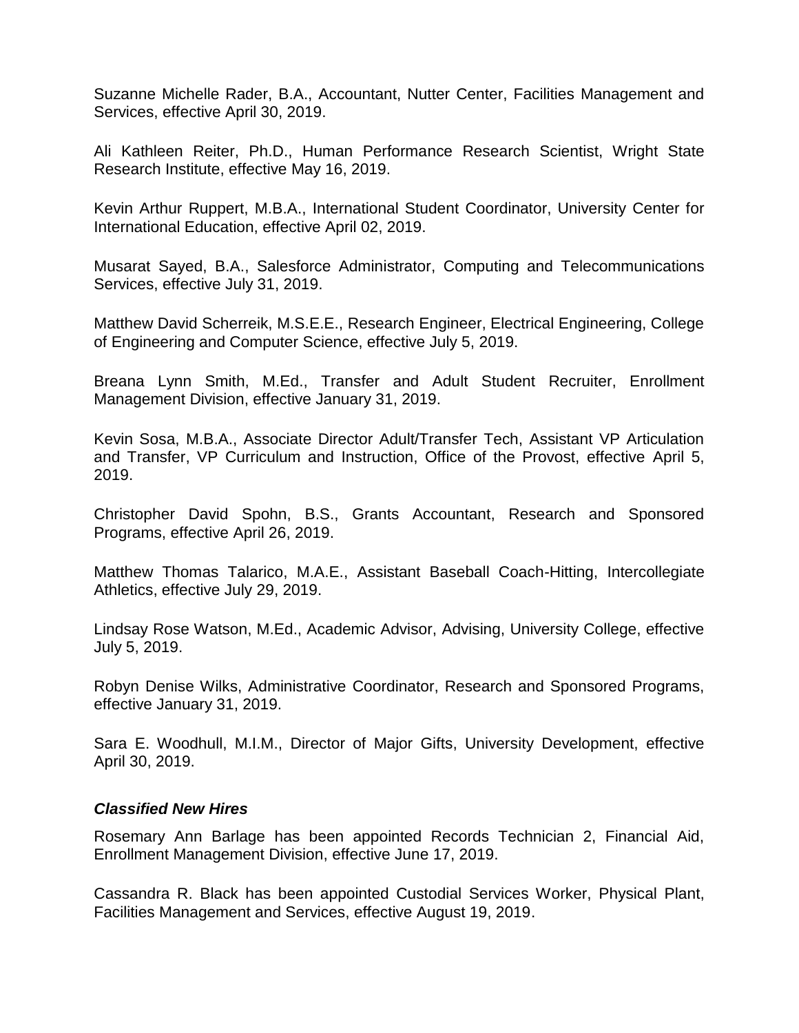Suzanne Michelle Rader, B.A., Accountant, Nutter Center, Facilities Management and Services, effective April 30, 2019.

Ali Kathleen Reiter, Ph.D., Human Performance Research Scientist, Wright State Research Institute, effective May 16, 2019.

Kevin Arthur Ruppert, M.B.A., International Student Coordinator, University Center for International Education, effective April 02, 2019.

Musarat Sayed, B.A., Salesforce Administrator, Computing and Telecommunications Services, effective July 31, 2019.

Matthew David Scherreik, M.S.E.E., Research Engineer, Electrical Engineering, College of Engineering and Computer Science, effective July 5, 2019.

Breana Lynn Smith, M.Ed., Transfer and Adult Student Recruiter, Enrollment Management Division, effective January 31, 2019.

Kevin Sosa, M.B.A., Associate Director Adult/Transfer Tech, Assistant VP Articulation and Transfer, VP Curriculum and Instruction, Office of the Provost, effective April 5, 2019.

Christopher David Spohn, B.S., Grants Accountant, Research and Sponsored Programs, effective April 26, 2019.

Matthew Thomas Talarico, M.A.E., Assistant Baseball Coach-Hitting, Intercollegiate Athletics, effective July 29, 2019.

Lindsay Rose Watson, M.Ed., Academic Advisor, Advising, University College, effective July 5, 2019.

Robyn Denise Wilks, Administrative Coordinator, Research and Sponsored Programs, effective January 31, 2019.

Sara E. Woodhull, M.I.M., Director of Major Gifts, University Development, effective April 30, 2019.

### *Classified New Hires*

Rosemary Ann Barlage has been appointed Records Technician 2, Financial Aid, Enrollment Management Division, effective June 17, 2019.

Cassandra R. Black has been appointed Custodial Services Worker, Physical Plant, Facilities Management and Services, effective August 19, 2019.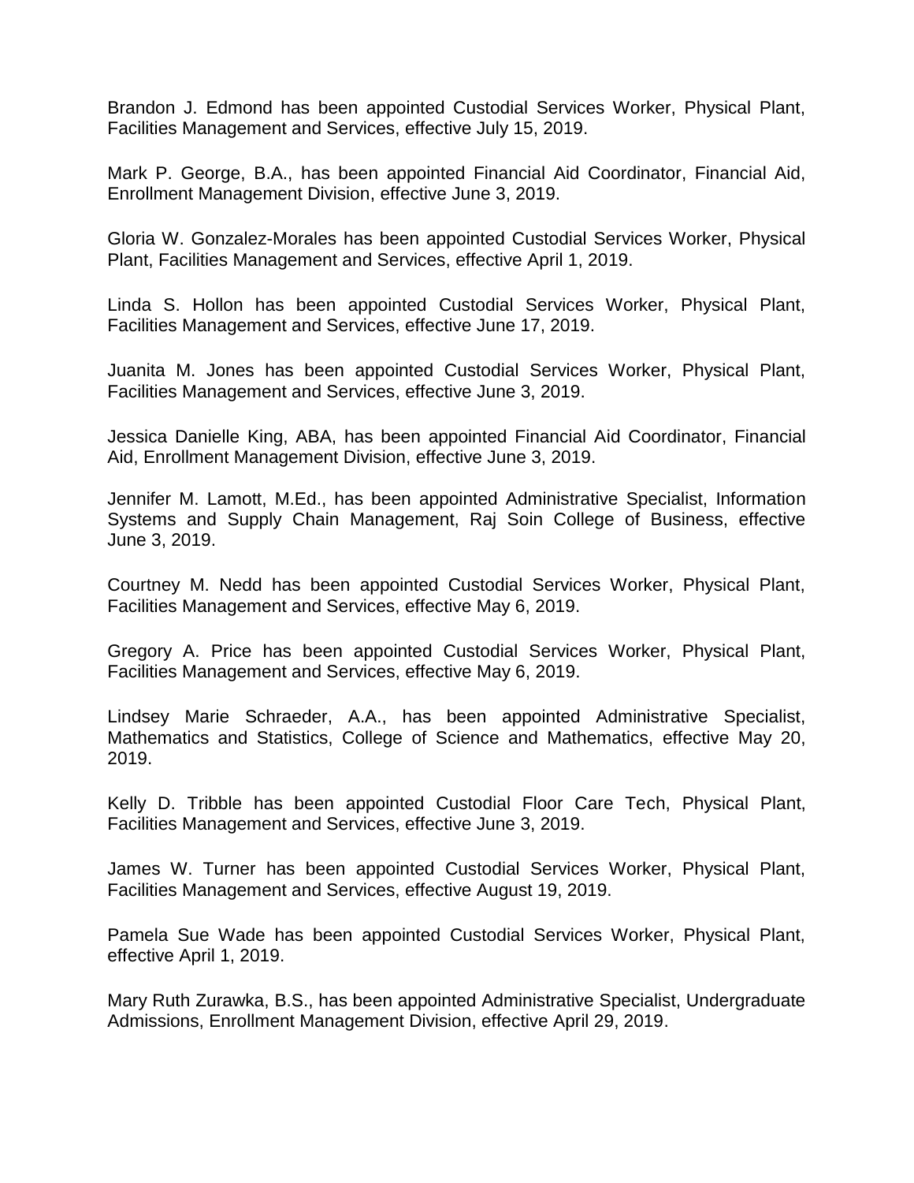Brandon J. Edmond has been appointed Custodial Services Worker, Physical Plant, Facilities Management and Services, effective July 15, 2019.

Mark P. George, B.A., has been appointed Financial Aid Coordinator, Financial Aid, Enrollment Management Division, effective June 3, 2019.

Gloria W. Gonzalez-Morales has been appointed Custodial Services Worker, Physical Plant, Facilities Management and Services, effective April 1, 2019.

Linda S. Hollon has been appointed Custodial Services Worker, Physical Plant, Facilities Management and Services, effective June 17, 2019.

Juanita M. Jones has been appointed Custodial Services Worker, Physical Plant, Facilities Management and Services, effective June 3, 2019.

Jessica Danielle King, ABA, has been appointed Financial Aid Coordinator, Financial Aid, Enrollment Management Division, effective June 3, 2019.

Jennifer M. Lamott, M.Ed., has been appointed Administrative Specialist, Information Systems and Supply Chain Management, Raj Soin College of Business, effective June 3, 2019.

Courtney M. Nedd has been appointed Custodial Services Worker, Physical Plant, Facilities Management and Services, effective May 6, 2019.

Gregory A. Price has been appointed Custodial Services Worker, Physical Plant, Facilities Management and Services, effective May 6, 2019.

Lindsey Marie Schraeder, A.A., has been appointed Administrative Specialist, Mathematics and Statistics, College of Science and Mathematics, effective May 20, 2019.

Kelly D. Tribble has been appointed Custodial Floor Care Tech, Physical Plant, Facilities Management and Services, effective June 3, 2019.

James W. Turner has been appointed Custodial Services Worker, Physical Plant, Facilities Management and Services, effective August 19, 2019.

Pamela Sue Wade has been appointed Custodial Services Worker, Physical Plant, effective April 1, 2019.

Mary Ruth Zurawka, B.S., has been appointed Administrative Specialist, Undergraduate Admissions, Enrollment Management Division, effective April 29, 2019.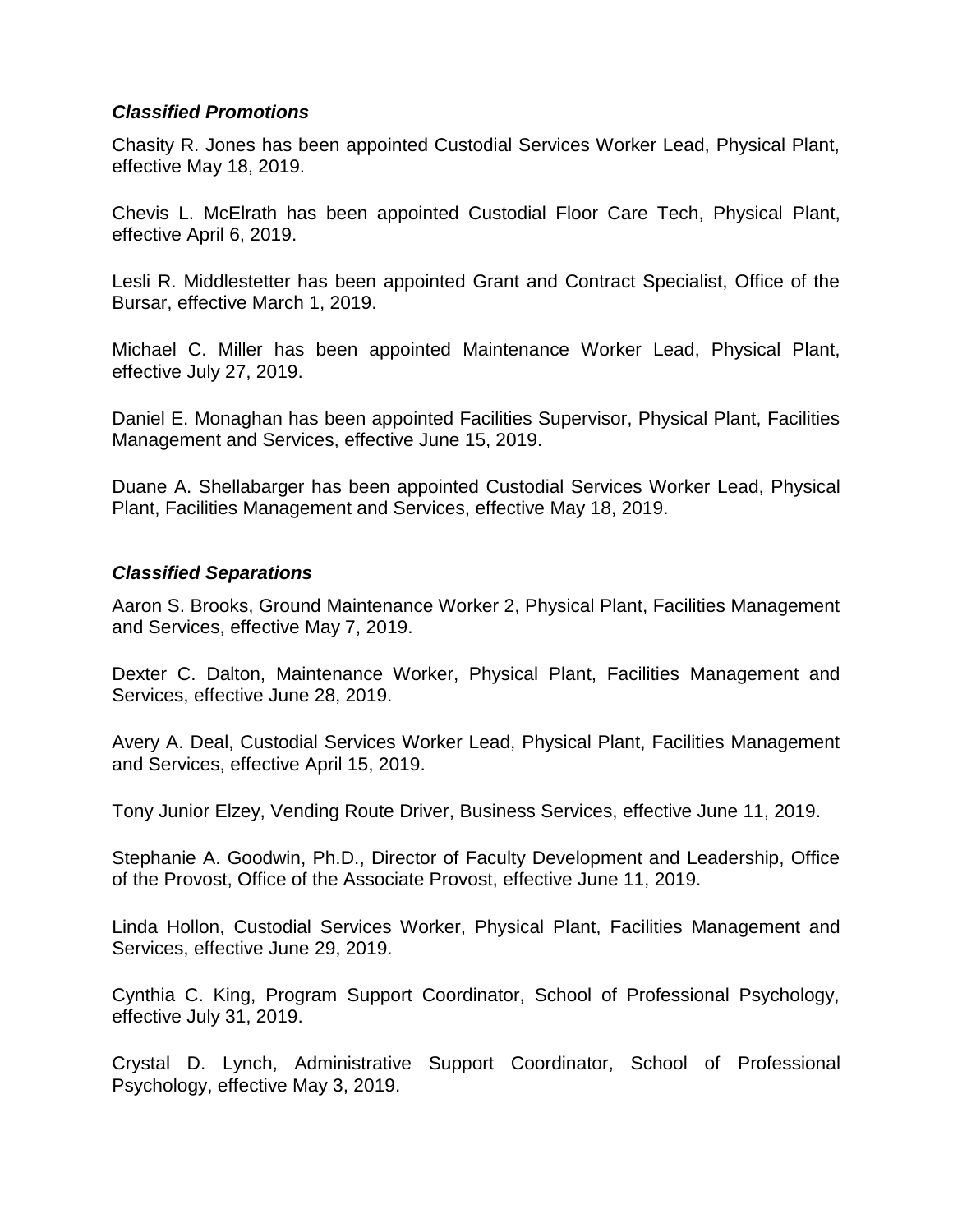### *Classified Promotions*

Chasity R. Jones has been appointed Custodial Services Worker Lead, Physical Plant, effective May 18, 2019.

Chevis L. McElrath has been appointed Custodial Floor Care Tech, Physical Plant, effective April 6, 2019.

Lesli R. Middlestetter has been appointed Grant and Contract Specialist, Office of the Bursar, effective March 1, 2019.

Michael C. Miller has been appointed Maintenance Worker Lead, Physical Plant, effective July 27, 2019.

Daniel E. Monaghan has been appointed Facilities Supervisor, Physical Plant, Facilities Management and Services, effective June 15, 2019.

Duane A. Shellabarger has been appointed Custodial Services Worker Lead, Physical Plant, Facilities Management and Services, effective May 18, 2019.

### *Classified Separations*

Aaron S. Brooks, Ground Maintenance Worker 2, Physical Plant, Facilities Management and Services, effective May 7, 2019.

Dexter C. Dalton, Maintenance Worker, Physical Plant, Facilities Management and Services, effective June 28, 2019.

Avery A. Deal, Custodial Services Worker Lead, Physical Plant, Facilities Management and Services, effective April 15, 2019.

Tony Junior Elzey, Vending Route Driver, Business Services, effective June 11, 2019.

Stephanie A. Goodwin, Ph.D., Director of Faculty Development and Leadership, Office of the Provost, Office of the Associate Provost, effective June 11, 2019.

Linda Hollon, Custodial Services Worker, Physical Plant, Facilities Management and Services, effective June 29, 2019.

Cynthia C. King, Program Support Coordinator, School of Professional Psychology, effective July 31, 2019.

Crystal D. Lynch, Administrative Support Coordinator, School of Professional Psychology, effective May 3, 2019.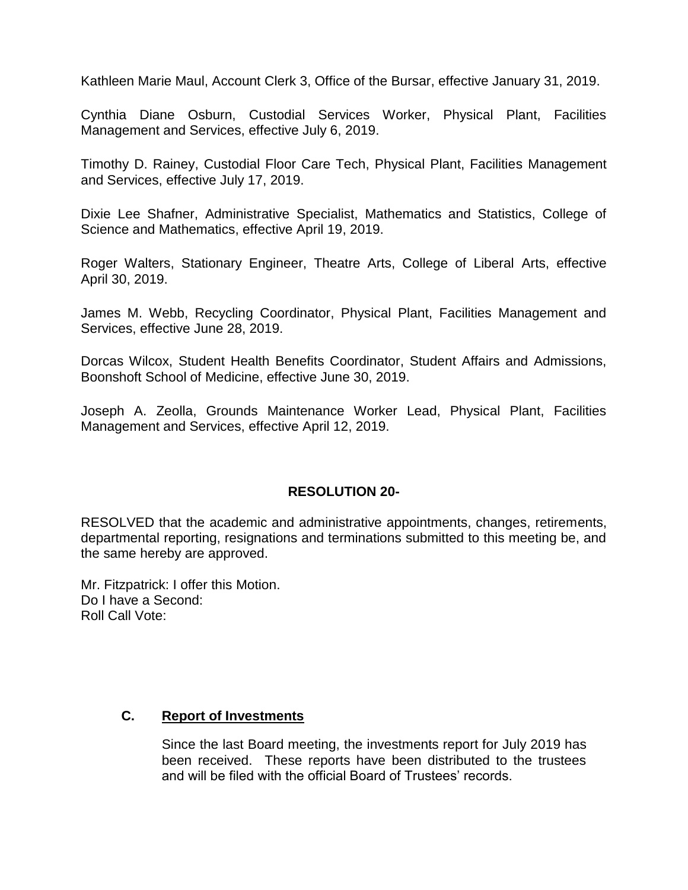Kathleen Marie Maul, Account Clerk 3, Office of the Bursar, effective January 31, 2019.

Cynthia Diane Osburn, Custodial Services Worker, Physical Plant, Facilities Management and Services, effective July 6, 2019.

Timothy D. Rainey, Custodial Floor Care Tech, Physical Plant, Facilities Management and Services, effective July 17, 2019.

Dixie Lee Shafner, Administrative Specialist, Mathematics and Statistics, College of Science and Mathematics, effective April 19, 2019.

Roger Walters, Stationary Engineer, Theatre Arts, College of Liberal Arts, effective April 30, 2019.

James M. Webb, Recycling Coordinator, Physical Plant, Facilities Management and Services, effective June 28, 2019.

Dorcas Wilcox, Student Health Benefits Coordinator, Student Affairs and Admissions, Boonshoft School of Medicine, effective June 30, 2019.

Joseph A. Zeolla, Grounds Maintenance Worker Lead, Physical Plant, Facilities Management and Services, effective April 12, 2019.

**RESOLUTION 20-**

RESOLVED that the academic and administrative appointments, changes, retirements, departmental reporting, resignations and terminations submitted to this meeting be, and the same hereby are approved.

Mr. Fitzpatrick: I offer this Motion.
Do I have a Second:
Roll Call Vote:

### C. Report of Investments

Since the last Board meeting, the investments report for July 2019 has been received. These reports have been distributed to the trustees and will be filed with the official Board of Trustees' records.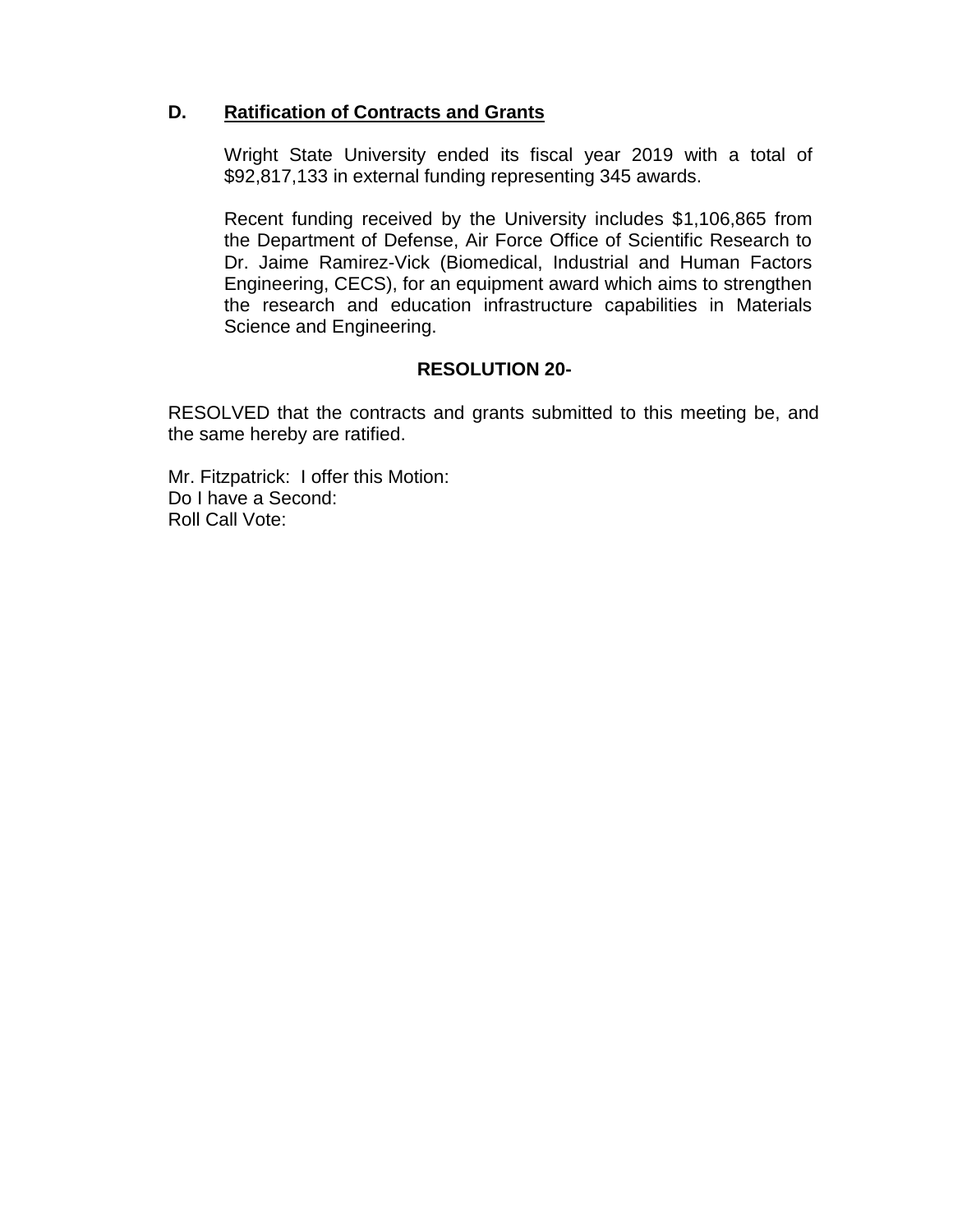### D. **Ratification of Contracts and Grants**

Wright State University ended its fiscal year 2019 with a total of $92,817,133 in external funding representing 345 awards.

Recent funding received by the University includes $1,106,865 from the Department of Defense, Air Force Office of Scientific Research to Dr. Jaime Ramirez-Vick (Biomedical, Industrial and Human Factors Engineering, CECS), for an equipment award which aims to strengthen the research and education infrastructure capabilities in Materials Science and Engineering.

**RESOLUTION 20-**

RESOLVED that the contracts and grants submitted to this meeting be, and the same hereby are ratified.

Mr. Fitzpatrick: I offer this Motion:
Do I have a Second:
Roll Call Vote: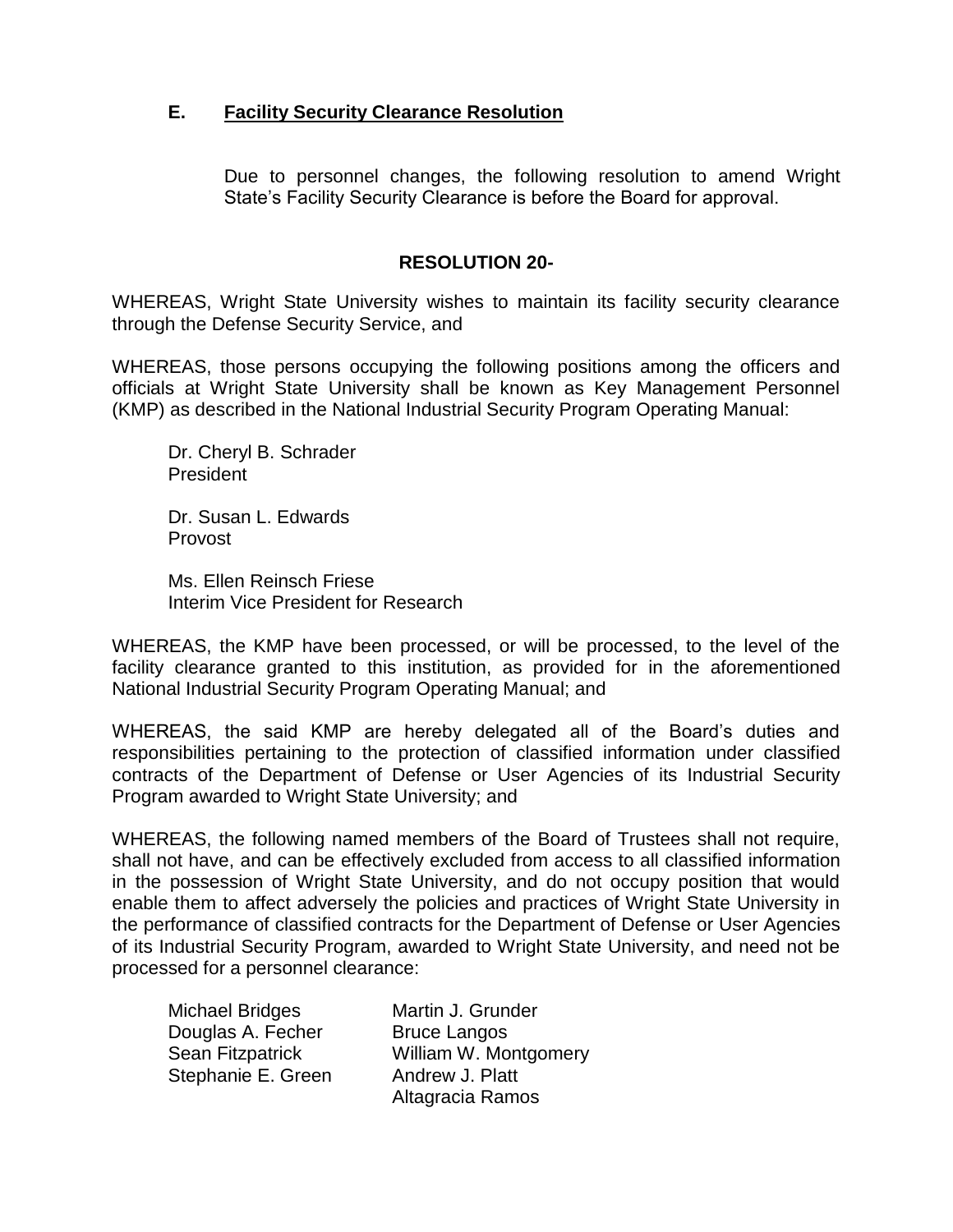## E. <u>Facility Security Clearance Resolution</u>

Due to personnel changes, the following resolution to amend Wright State's Facility Security Clearance is before the Board for approval.

### RESOLUTION 20-

WHEREAS, Wright State University wishes to maintain its facility security clearance through the Defense Security Service, and

WHEREAS, those persons occupying the following positions among the officers and officials at Wright State University shall be known as Key Management Personnel (KMP) as described in the National Industrial Security Program Operating Manual:

Dr. Cheryl B. Schrader
President

Dr. Susan L. Edwards
Provost

Ms. Ellen Reinsch Friese
Interim Vice President for Research

WHEREAS, the KMP have been processed, or will be processed, to the level of the facility clearance granted to this institution, as provided for in the aforementioned National Industrial Security Program Operating Manual; and

WHEREAS, the said KMP are hereby delegated all of the Board's duties and responsibilities pertaining to the protection of classified information under classified contracts of the Department of Defense or User Agencies of its Industrial Security Program awarded to Wright State University; and

WHEREAS, the following named members of the Board of Trustees shall not require, shall not have, and can be effectively excluded from access to all classified information in the possession of Wright State University, and do not occupy position that would enable them to affect adversely the policies and practices of Wright State University in the performance of classified contracts for the Department of Defense or User Agencies of its Industrial Security Program, awarded to Wright State University, and need not be processed for a personnel clearance:

Michael Bridges
Douglas A. Fecher
Sean Fitzpatrick
Stephanie E. Green
Martin J. Grunder
Bruce Langos
William W. Montgomery
Andrew J. Platt
Altagracia Ramos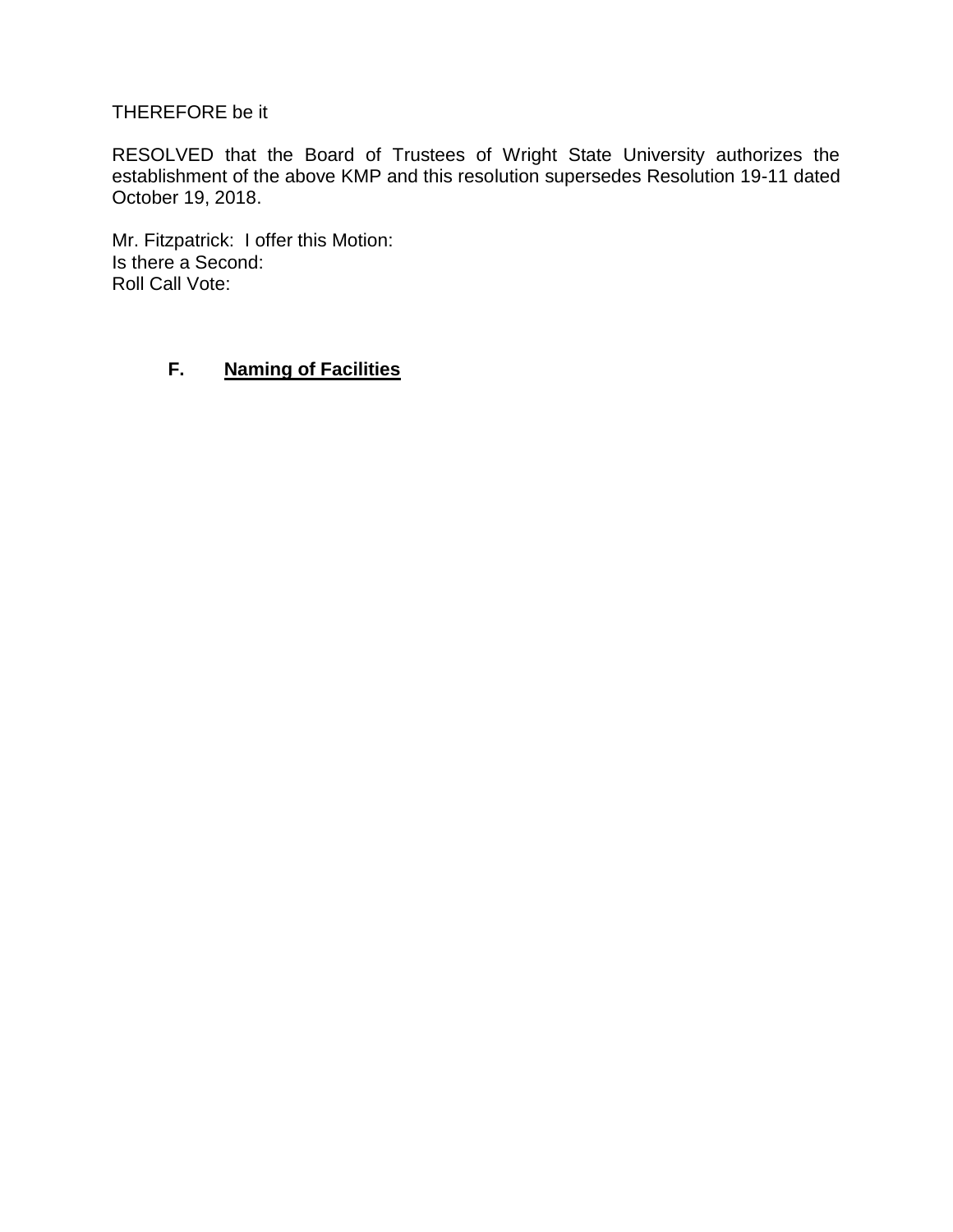THEREFORE be it

RESOLVED that the Board of Trustees of Wright State University authorizes the establishment of the above KMP and this resolution supersedes Resolution 19-11 dated October 19, 2018.

Mr. Fitzpatrick: I offer this Motion:
Is there a Second:
Roll Call Vote:

### F. <u>Naming of Facilities</u>